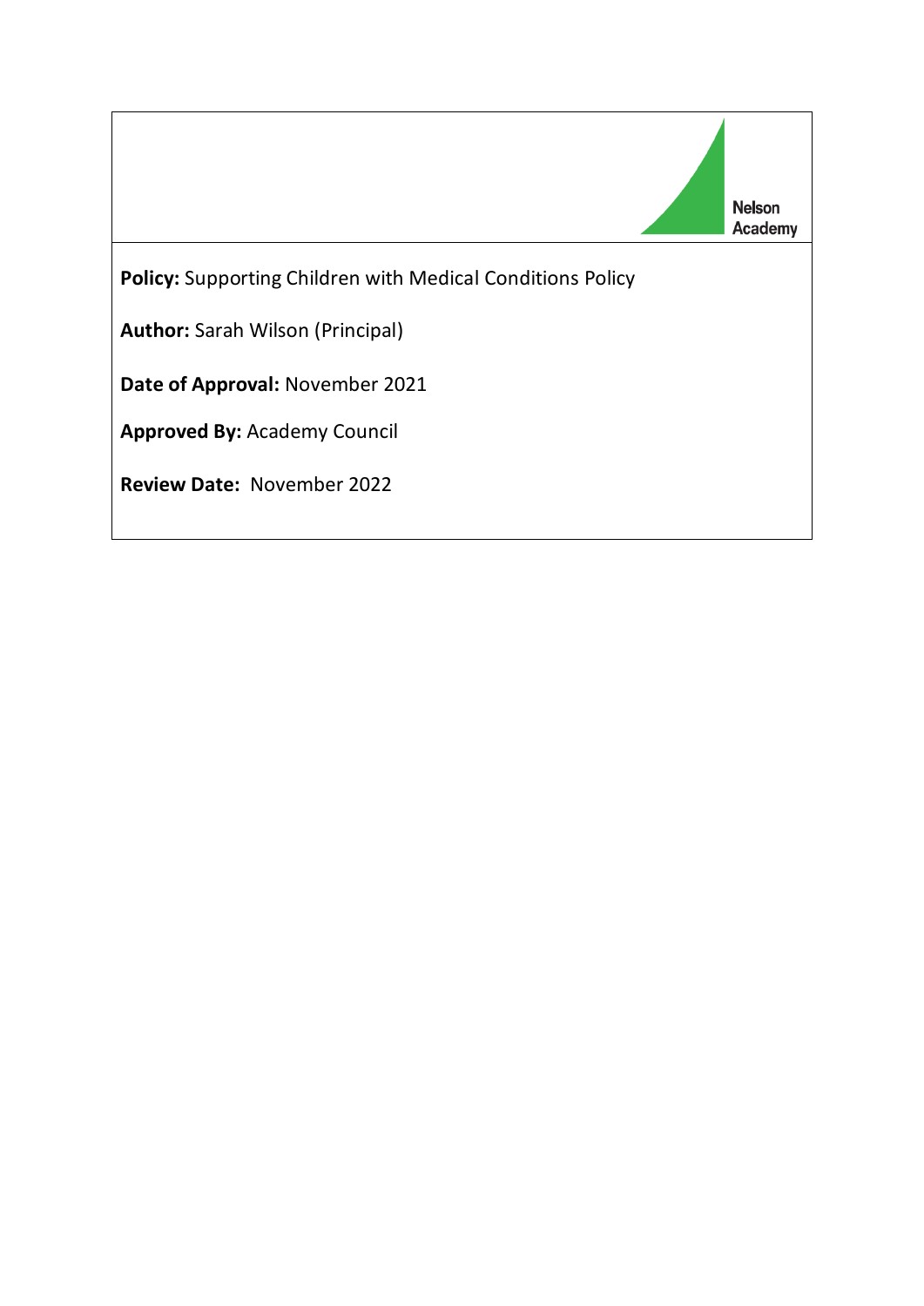Nelson Academy

**Policy:** Supporting Children with Medical Conditions Policy

**Author:** Sarah Wilson (Principal)

**Date of Approval:** November 2021

**Approved By:** Academy Council

**Review Date:** November 2022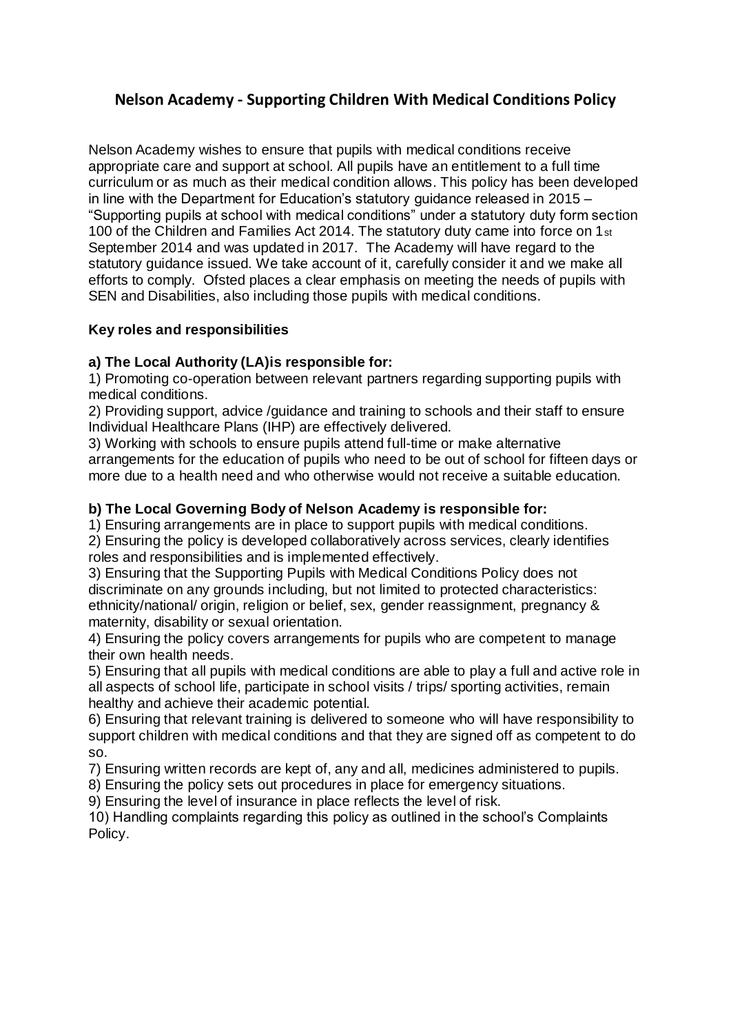# Nelson Academy - Supporting Children With Medical Conditions Policy

Nelson Academy wishes to ensure that pupils with medical conditions receive appropriate care and support at school. All pupils have an entitlement to a full time curriculum or as much as their medical condition allows. This policy has been developed in line with the Department for Education's statutory guidance released in 2015 – "Supporting pupils at school with medical conditions" under a statutory duty form section 100 of the Children and Families Act 2014. The statutory duty came into force on 1st September 2014 and was updated in 2017. The Academy will have regard to the statutory guidance issued. We take account of it, carefully consider it and we make all efforts to comply. Ofsted places a clear emphasis on meeting the needs of pupils with SEN and Disabilities, also including those pupils with medical conditions.

**Key roles and responsibilities**

**a) The Local Authority (LA)is responsible for:**

1) Promoting co-operation between relevant partners regarding supporting pupils with medical conditions.
2) Providing support, advice /guidance and training to schools and their staff to ensure Individual Healthcare Plans (IHP) are effectively delivered.
3) Working with schools to ensure pupils attend full-time or make alternative arrangements for the education of pupils who need to be out of school for fifteen days or more due to a health need and who otherwise would not receive a suitable education.

**b) The Local Governing Body of Nelson Academy is responsible for:**

1) Ensuring arrangements are in place to support pupils with medical conditions.
2) Ensuring the policy is developed collaboratively across services, clearly identifies roles and responsibilities and is implemented effectively.
3) Ensuring that the Supporting Pupils with Medical Conditions Policy does not discriminate on any grounds including, but not limited to protected characteristics: ethnicity/national/ origin, religion or belief, sex, gender reassignment, pregnancy & maternity, disability or sexual orientation.
4) Ensuring the policy covers arrangements for pupils who are competent to manage their own health needs.
5) Ensuring that all pupils with medical conditions are able to play a full and active role in all aspects of school life, participate in school visits / trips/ sporting activities, remain healthy and achieve their academic potential.
6) Ensuring that relevant training is delivered to someone who will have responsibility to support children with medical conditions and that they are signed off as competent to do so.
7) Ensuring written records are kept of, any and all, medicines administered to pupils.
8) Ensuring the policy sets out procedures in place for emergency situations.
9) Ensuring the level of insurance in place reflects the level of risk.
10) Handling complaints regarding this policy as outlined in the school's Complaints Policy.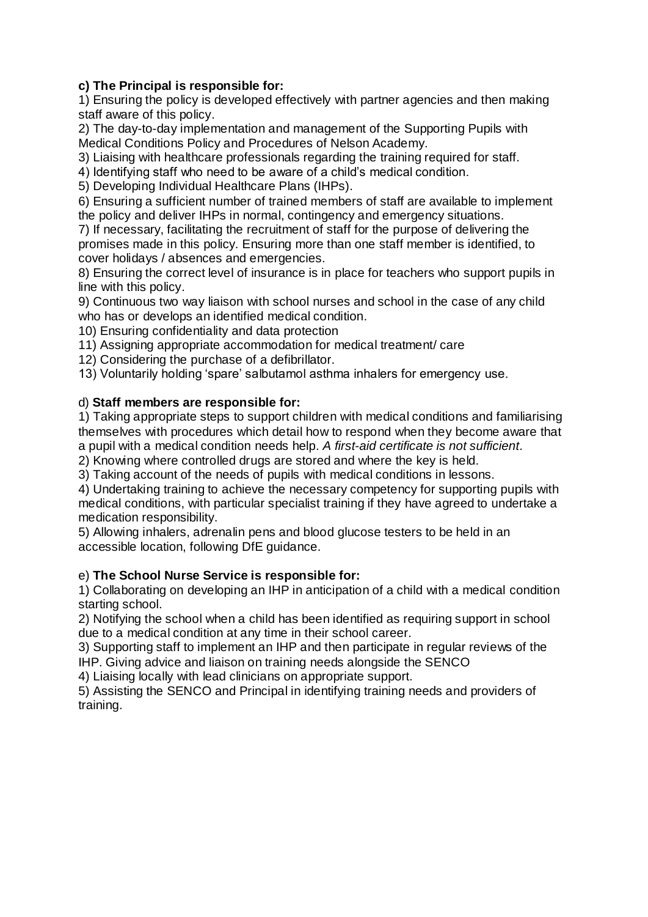**c) The Principal is responsible for:**

1) Ensuring the policy is developed effectively with partner agencies and then making staff aware of this policy.
2) The day-to-day implementation and management of the Supporting Pupils with Medical Conditions Policy and Procedures of Nelson Academy.
3) Liaising with healthcare professionals regarding the training required for staff.
4) Identifying staff who need to be aware of a child's medical condition.
5) Developing Individual Healthcare Plans (IHPs).
6) Ensuring a sufficient number of trained members of staff are available to implement the policy and deliver IHPs in normal, contingency and emergency situations.
7) If necessary, facilitating the recruitment of staff for the purpose of delivering the promises made in this policy. Ensuring more than one staff member is identified, to cover holidays / absences and emergencies.
8) Ensuring the correct level of insurance is in place for teachers who support pupils in line with this policy.
9) Continuous two way liaison with school nurses and school in the case of any child who has or develops an identified medical condition.
10) Ensuring confidentiality and data protection
11) Assigning appropriate accommodation for medical treatment/ care
12) Considering the purchase of a defibrillator.
13) Voluntarily holding 'spare' salbutamol asthma inhalers for emergency use.

d) **Staff members are responsible for:**

1) Taking appropriate steps to support children with medical conditions and familiarising themselves with procedures which detail how to respond when they become aware that a pupil with a medical condition needs help. *A first-aid certificate is not sufficient*.
2) Knowing where controlled drugs are stored and where the key is held.
3) Taking account of the needs of pupils with medical conditions in lessons.
4) Undertaking training to achieve the necessary competency for supporting pupils with medical conditions, with particular specialist training if they have agreed to undertake a medication responsibility.
5) Allowing inhalers, adrenalin pens and blood glucose testers to be held in an accessible location, following DfE guidance.

e) **The School Nurse Service is responsible for:**

1) Collaborating on developing an IHP in anticipation of a child with a medical condition starting school.
2) Notifying the school when a child has been identified as requiring support in school due to a medical condition at any time in their school career.
3) Supporting staff to implement an IHP and then participate in regular reviews of the IHP. Giving advice and liaison on training needs alongside the SENCO
4) Liaising locally with lead clinicians on appropriate support.
5) Assisting the SENCO and Principal in identifying training needs and providers of training.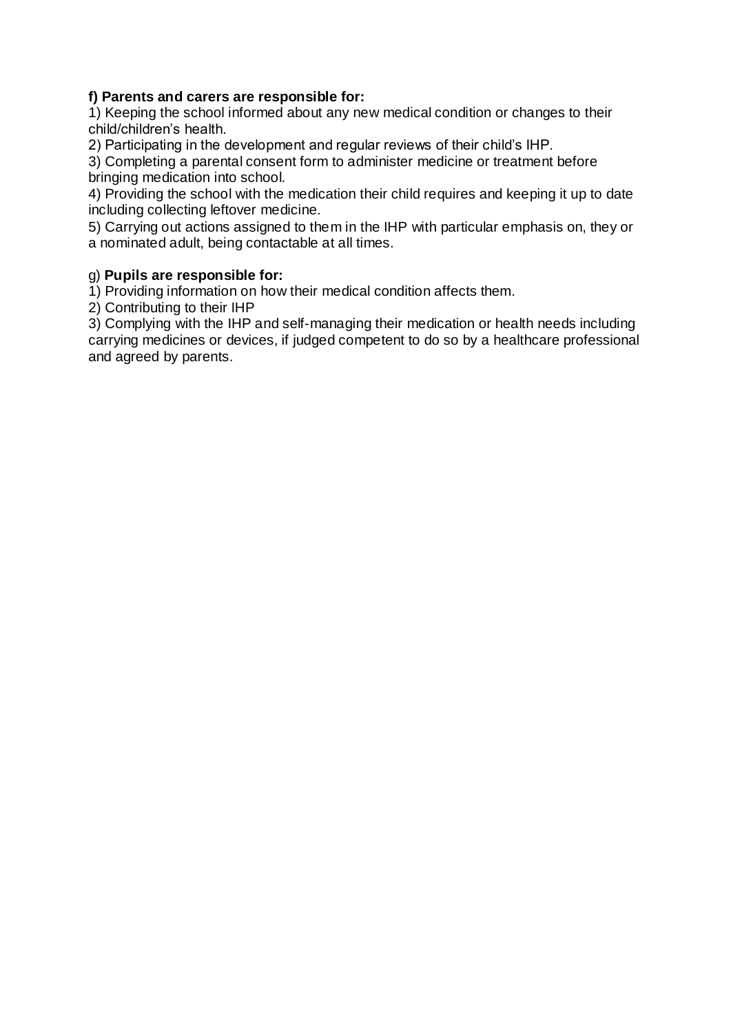**f) Parents and carers are responsible for:**

1) Keeping the school informed about any new medical condition or changes to their child/children's health.
2) Participating in the development and regular reviews of their child's IHP.
3) Completing a parental consent form to administer medicine or treatment before bringing medication into school.
4) Providing the school with the medication their child requires and keeping it up to date including collecting leftover medicine.
5) Carrying out actions assigned to them in the IHP with particular emphasis on, they or a nominated adult, being contactable at all times.

g) **Pupils are responsible for:**

1) Providing information on how their medical condition affects them.
2) Contributing to their IHP
3) Complying with the IHP and self-managing their medication or health needs including carrying medicines or devices, if judged competent to do so by a healthcare professional and agreed by parents.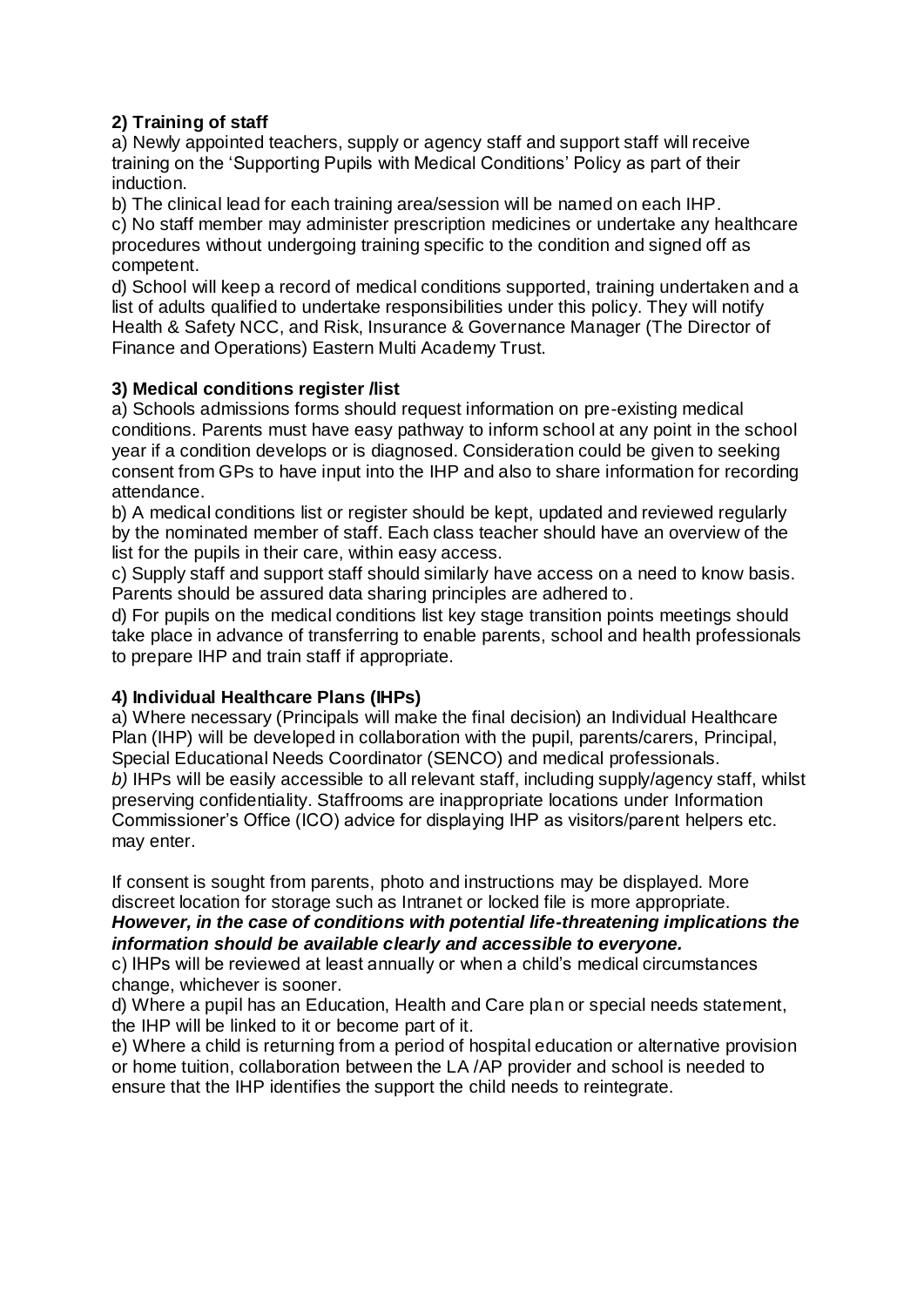## 2) Training of staff

a) Newly appointed teachers, supply or agency staff and support staff will receive training on the 'Supporting Pupils with Medical Conditions' Policy as part of their induction.

b) The clinical lead for each training area/session will be named on each IHP.

c) No staff member may administer prescription medicines or undertake any healthcare procedures without undergoing training specific to the condition and signed off as competent.

d) School will keep a record of medical conditions supported, training undertaken and a list of adults qualified to undertake responsibilities under this policy. They will notify Health & Safety NCC, and Risk, Insurance & Governance Manager (The Director of Finance and Operations) Eastern Multi Academy Trust.

## 3) Medical conditions register /list

a) Schools admissions forms should request information on pre-existing medical conditions. Parents must have easy pathway to inform school at any point in the school year if a condition develops or is diagnosed. Consideration could be given to seeking consent from GPs to have input into the IHP and also to share information for recording attendance.

b) A medical conditions list or register should be kept, updated and reviewed regularly by the nominated member of staff. Each class teacher should have an overview of the list for the pupils in their care, within easy access.

c) Supply staff and support staff should similarly have access on a need to know basis. Parents should be assured data sharing principles are adhered to.

d) For pupils on the medical conditions list key stage transition points meetings should take place in advance of transferring to enable parents, school and health professionals to prepare IHP and train staff if appropriate.

## 4) Individual Healthcare Plans (IHPs)

a) Where necessary (Principals will make the final decision) an Individual Healthcare Plan (IHP) will be developed in collaboration with the pupil, parents/carers, Principal, Special Educational Needs Coordinator (SENCO) and medical professionals.

*b)* IHPs will be easily accessible to all relevant staff, including supply/agency staff, whilst preserving confidentiality. Staffrooms are inappropriate locations under Information Commissioner's Office (ICO) advice for displaying IHP as visitors/parent helpers etc. may enter.

If consent is sought from parents, photo and instructions may be displayed. More discreet location for storage such as Intranet or locked file is more appropriate. ***However, in the case of conditions with potential life-threatening implications the information should be available clearly and accessible to everyone.***

c) IHPs will be reviewed at least annually or when a child's medical circumstances change, whichever is sooner.

d) Where a pupil has an Education, Health and Care plan or special needs statement, the IHP will be linked to it or become part of it.

e) Where a child is returning from a period of hospital education or alternative provision or home tuition, collaboration between the LA /AP provider and school is needed to ensure that the IHP identifies the support the child needs to reintegrate.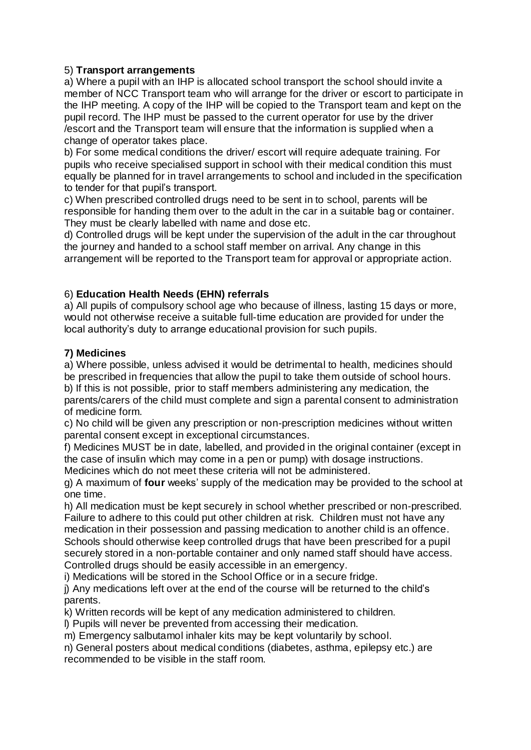5) **Transport arrangements**

a) Where a pupil with an IHP is allocated school transport the school should invite a member of NCC Transport team who will arrange for the driver or escort to participate in the IHP meeting. A copy of the IHP will be copied to the Transport team and kept on the pupil record. The IHP must be passed to the current operator for use by the driver /escort and the Transport team will ensure that the information is supplied when a change of operator takes place.

b) For some medical conditions the driver/ escort will require adequate training. For pupils who receive specialised support in school with their medical condition this must equally be planned for in travel arrangements to school and included in the specification to tender for that pupil's transport.

c) When prescribed controlled drugs need to be sent in to school, parents will be responsible for handing them over to the adult in the car in a suitable bag or container. They must be clearly labelled with name and dose etc.

d) Controlled drugs will be kept under the supervision of the adult in the car throughout the journey and handed to a school staff member on arrival. Any change in this arrangement will be reported to the Transport team for approval or appropriate action.

6) **Education Health Needs (EHN) referrals**

a) All pupils of compulsory school age who because of illness, lasting 15 days or more, would not otherwise receive a suitable full-time education are provided for under the local authority's duty to arrange educational provision for such pupils.

**7) Medicines**

a) Where possible, unless advised it would be detrimental to health, medicines should be prescribed in frequencies that allow the pupil to take them outside of school hours.

b) If this is not possible, prior to staff members administering any medication, the parents/carers of the child must complete and sign a parental consent to administration of medicine form.

c) No child will be given any prescription or non-prescription medicines without written parental consent except in exceptional circumstances.

f) Medicines MUST be in date, labelled, and provided in the original container (except in the case of insulin which may come in a pen or pump) with dosage instructions. Medicines which do not meet these criteria will not be administered.

g) A maximum of **four** weeks' supply of the medication may be provided to the school at one time.

h) All medication must be kept securely in school whether prescribed or non-prescribed. Failure to adhere to this could put other children at risk. Children must not have any medication in their possession and passing medication to another child is an offence. Schools should otherwise keep controlled drugs that have been prescribed for a pupil securely stored in a non-portable container and only named staff should have access. Controlled drugs should be easily accessible in an emergency.

i) Medications will be stored in the School Office or in a secure fridge.

j) Any medications left over at the end of the course will be returned to the child's parents.

k) Written records will be kept of any medication administered to children.

l) Pupils will never be prevented from accessing their medication.

m) Emergency salbutamol inhaler kits may be kept voluntarily by school.

n) General posters about medical conditions (diabetes, asthma, epilepsy etc.) are recommended to be visible in the staff room.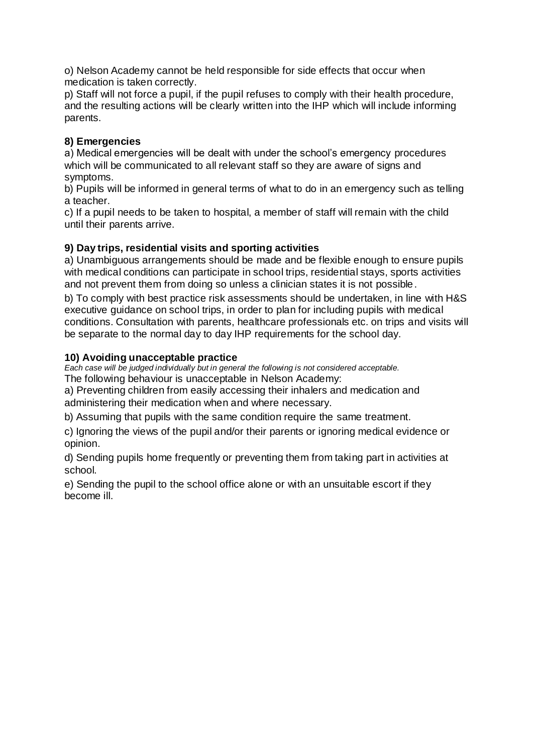o) Nelson Academy cannot be held responsible for side effects that occur when medication is taken correctly.

p) Staff will not force a pupil, if the pupil refuses to comply with their health procedure, and the resulting actions will be clearly written into the IHP which will include informing parents.

**8) Emergencies**

a) Medical emergencies will be dealt with under the school's emergency procedures which will be communicated to all relevant staff so they are aware of signs and symptoms.

b) Pupils will be informed in general terms of what to do in an emergency such as telling a teacher.

c) If a pupil needs to be taken to hospital, a member of staff will remain with the child until their parents arrive.

**9) Day trips, residential visits and sporting activities**

a) Unambiguous arrangements should be made and be flexible enough to ensure pupils with medical conditions can participate in school trips, residential stays, sports activities and not prevent them from doing so unless a clinician states it is not possible.

b) To comply with best practice risk assessments should be undertaken, in line with H&S executive guidance on school trips, in order to plan for including pupils with medical conditions. Consultation with parents, healthcare professionals etc. on trips and visits will be separate to the normal day to day IHP requirements for the school day.

**10) Avoiding unacceptable practice**

*Each case will be judged individually but in general the following is not considered acceptable.*

The following behaviour is unacceptable in Nelson Academy:

a) Preventing children from easily accessing their inhalers and medication and administering their medication when and where necessary.

b) Assuming that pupils with the same condition require the same treatment.

c) Ignoring the views of the pupil and/or their parents or ignoring medical evidence or opinion.

d) Sending pupils home frequently or preventing them from taking part in activities at school.

e) Sending the pupil to the school office alone or with an unsuitable escort if they become ill.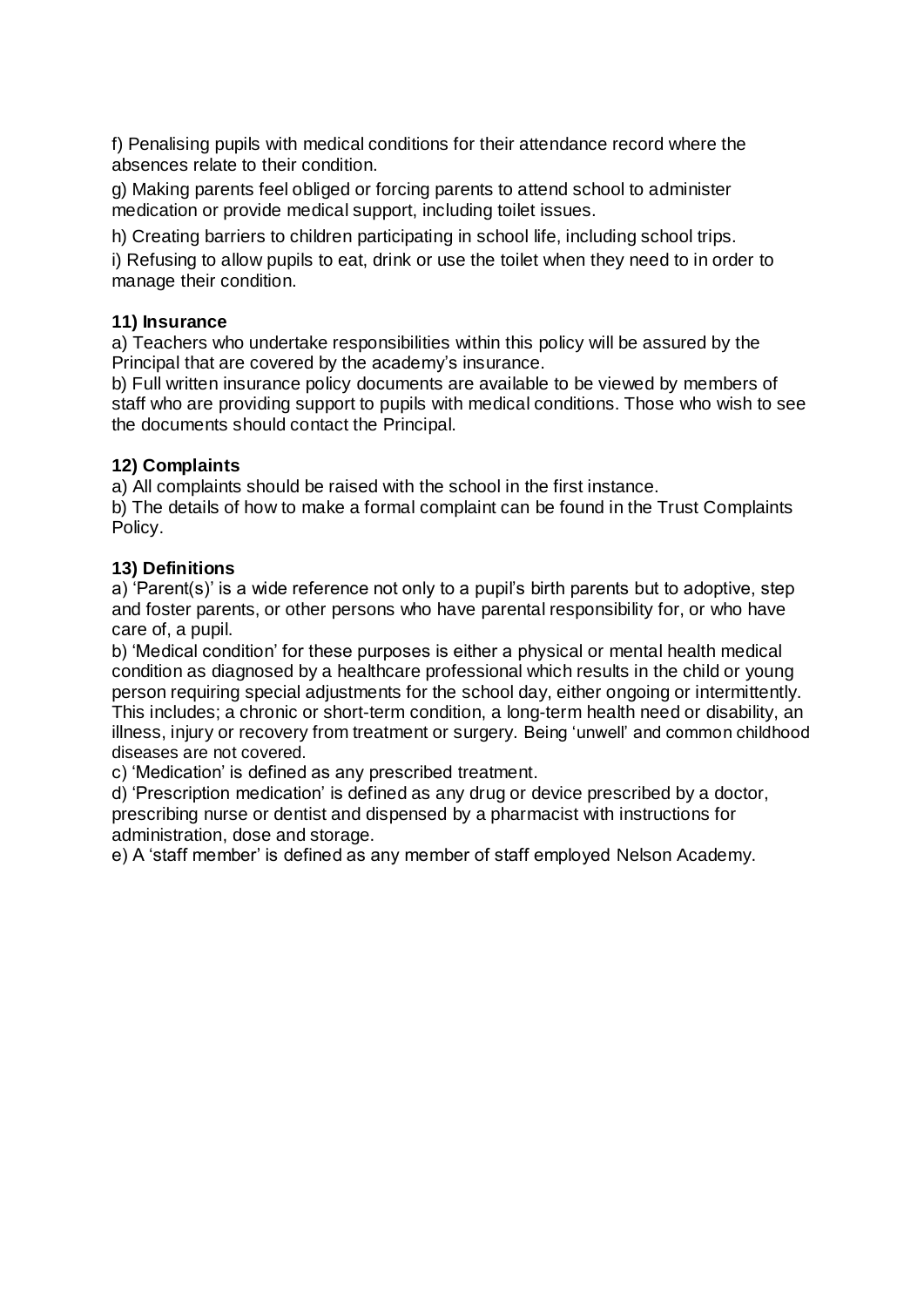f) Penalising pupils with medical conditions for their attendance record where the absences relate to their condition.

g) Making parents feel obliged or forcing parents to attend school to administer medication or provide medical support, including toilet issues.

h) Creating barriers to children participating in school life, including school trips.

i) Refusing to allow pupils to eat, drink or use the toilet when they need to in order to manage their condition.

**11) Insurance**

a) Teachers who undertake responsibilities within this policy will be assured by the Principal that are covered by the academy's insurance.

b) Full written insurance policy documents are available to be viewed by members of staff who are providing support to pupils with medical conditions. Those who wish to see the documents should contact the Principal.

**12) Complaints**

a) All complaints should be raised with the school in the first instance.

b) The details of how to make a formal complaint can be found in the Trust Complaints Policy.

**13) Definitions**

a) 'Parent(s)' is a wide reference not only to a pupil's birth parents but to adoptive, step and foster parents, or other persons who have parental responsibility for, or who have care of, a pupil.

b) 'Medical condition' for these purposes is either a physical or mental health medical condition as diagnosed by a healthcare professional which results in the child or young person requiring special adjustments for the school day, either ongoing or intermittently. This includes; a chronic or short-term condition, a long-term health need or disability, an illness, injury or recovery from treatment or surgery. Being 'unwell' and common childhood diseases are not covered.

c) 'Medication' is defined as any prescribed treatment.

d) 'Prescription medication' is defined as any drug or device prescribed by a doctor, prescribing nurse or dentist and dispensed by a pharmacist with instructions for administration, dose and storage.

e) A 'staff member' is defined as any member of staff employed Nelson Academy.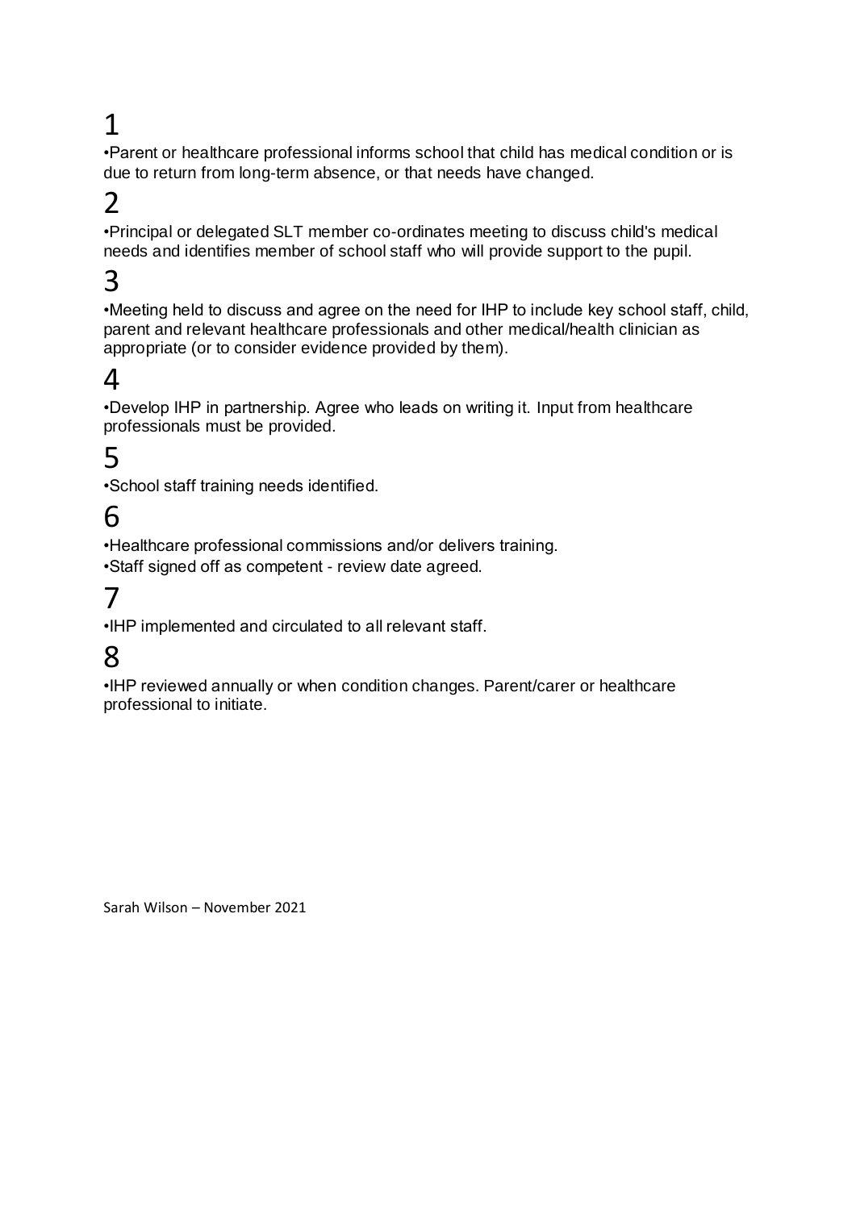## 1

•Parent or healthcare professional informs school that child has medical condition or is due to return from long-term absence, or that needs have changed.

## 2

•Principal or delegated SLT member co-ordinates meeting to discuss child's medical needs and identifies member of school staff who will provide support to the pupil.

## 3

•Meeting held to discuss and agree on the need for IHP to include key school staff, child, parent and relevant healthcare professionals and other medical/health clinician as appropriate (or to consider evidence provided by them).

## 4

•Develop IHP in partnership. Agree who leads on writing it. Input from healthcare professionals must be provided.

## 5

•School staff training needs identified.

## 6

•Healthcare professional commissions and/or delivers training.

•Staff signed off as competent - review date agreed.

## 7

•IHP implemented and circulated to all relevant staff.

## 8

•IHP reviewed annually or when condition changes. Parent/carer or healthcare professional to initiate.

Sarah Wilson – November 2021